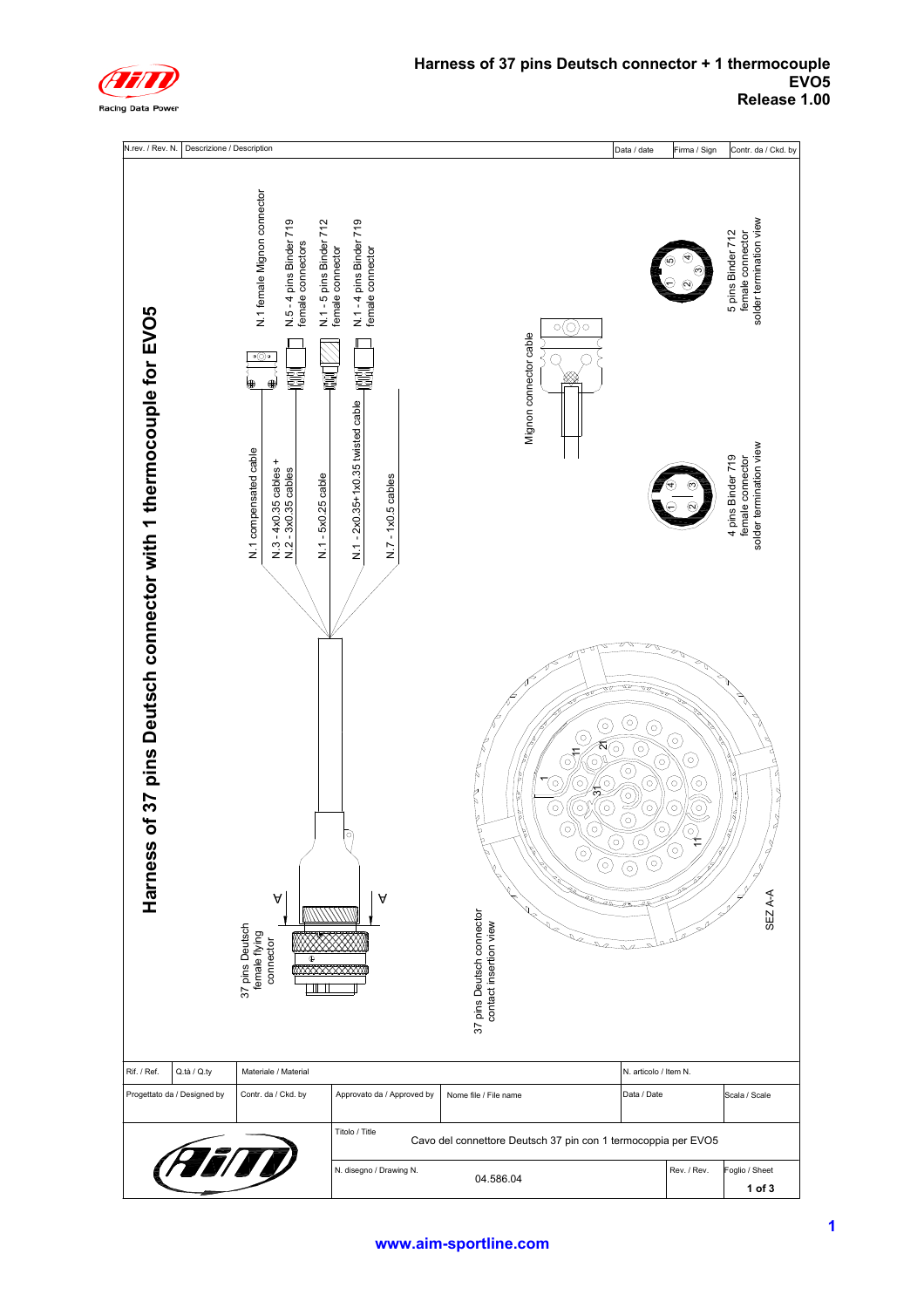# Harness of 37 pins Deutsch connector + 1 thermocouple EVO5
**Release 1.00**

| N.rev. / Rev. N. | Descrizione / Description | Data / date | Firma / Sign | Contr. da / Ckd. by |
|---|---|---|---|---|

## Harness of 37 pins Deutsch connector with 1 thermocouple for EVO5

- N.1 female Mignon connector
- N.5 - 4 pins Binder 719 female connectors
- N.1 - 5 pins Binder 712 female connector
- N.1 - 4 pins Binder 719 female connector
- N.1 compensated cable
- N.3 - 4x0.35 cables + N.2 - 3x0.35 cables
- N.1 - 5x0.25 cable
- N.1 - 2x0.35+1x0.35 twisted cable
- N.7 - 1x0.5 cables
- Mignon connector cable
- 5 pins Binder 712 female connector solder termination view
- 4 pins Binder 719 female connector solder termination view
- 37 pins Deutsch female flying connector
- 37 pins Deutsch connector contact insertion view
- SEZ A-A

| Rif. / Ref. | Q.tà / Q.ty | Materiale / Material | N. articolo / Item N. |
|---|---|---|---|

| Progettato da / Designed by | Contr. da / Ckd. by | Approvato da / Approved by | Nome file / File name | Data / Date | Scala / Scale |
|---|---|---|---|---|---|

Titolo / Title: Cavo del connettore Deutsch 37 pin con 1 termocoppia per EVO5

N. disegno / Drawing N.: 04.586.04

Rev. / Rev.:

Foglio / Sheet: 1 of 3

**www.aim-sportline.com**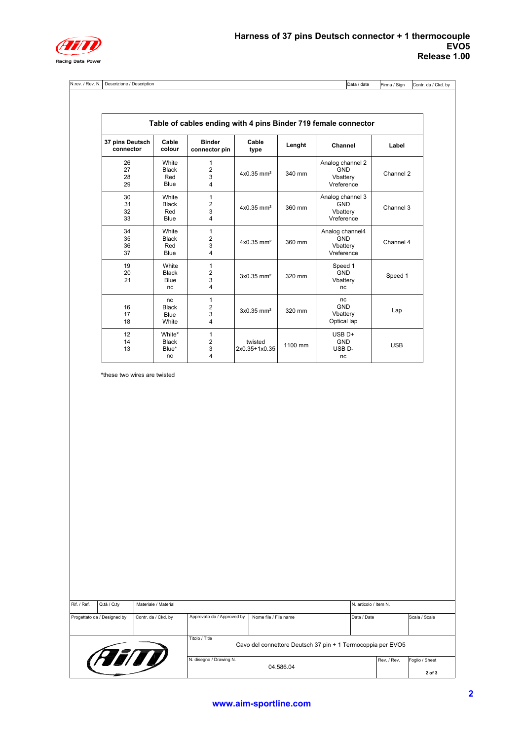# Harness of 37 pins Deutsch connector + 1 thermocouple EVO5
## Release 1.00

| N.rev. / Rev. N. | Descrizione / Description | Data / date | Firma / Sign | Contr. da / Ckd. by |
|---|---|---|---|---|

**Table of cables ending with 4 pins Binder 719 female connector**

| 37 pins Deutsch connector | Cable colour | Binder connector pin | Cable type | Lenght | Channel | Label |
|---|---|---|---|---|---|---|
| 26<br>27<br>28<br>29 | White<br>Black<br>Red<br>Blue | 1<br>2<br>3<br>4 | 4x0.35 mm² | 340 mm | Analog channel 2<br>GND<br>Vbattery<br>Vreference | Channel 2 |
| 30<br>31<br>32<br>33 | White<br>Black<br>Red<br>Blue | 1<br>2<br>3<br>4 | 4x0.35 mm² | 360 mm | Analog channel 3<br>GND<br>Vbattery<br>Vreference | Channel 3 |
| 34<br>35<br>36<br>37 | White<br>Black<br>Red<br>Blue | 1<br>2<br>3<br>4 | 4x0.35 mm² | 360 mm | Analog channel4<br>GND<br>Vbattery<br>Vreference | Channel 4 |
| 19<br>20<br>21 | White<br>Black<br>Blue<br>nc | 1<br>2<br>3<br>4 | 3x0.35 mm² | 320 mm | Speed 1<br>GND<br>Vbattery<br>nc | Speed 1 |
| 16<br>17<br>18 | nc<br>Black<br>Blue<br>White | 1<br>2<br>3<br>4 | 3x0.35 mm² | 320 mm | nc<br>GND<br>Vbattery<br>Optical lap | Lap |
| 12<br>14<br>13 | White*<br>Black<br>Blue*<br>nc | 1<br>2<br>3<br>4 | twisted<br>2x0.35+1x0.35 | 1100 mm | USB D+<br>GND<br>USB D-<br>nc | USB |

*these two wires are twisted

| Rif. / Ref. | Q.tà / Q.ty | Materiale / Material | | | N. articolo / Item N. | |
|---|---|---|---|---|---|---|
| Progettato da / Designed by | Contr. da / Ckd. by | Approvato da / Approved by | Nome file / File name | | Data / Date | Scala / Scale |
| | | Titolo / Title | Cavo del connettore Deutsch 37 pin + 1 Termocoppia per EVO5 | | | |
| | | N. disegno / Drawing N. | 04.586.04 | | Rev. / Rev. | Foglio / Sheet 2 of 3 |

www.aim-sportline.com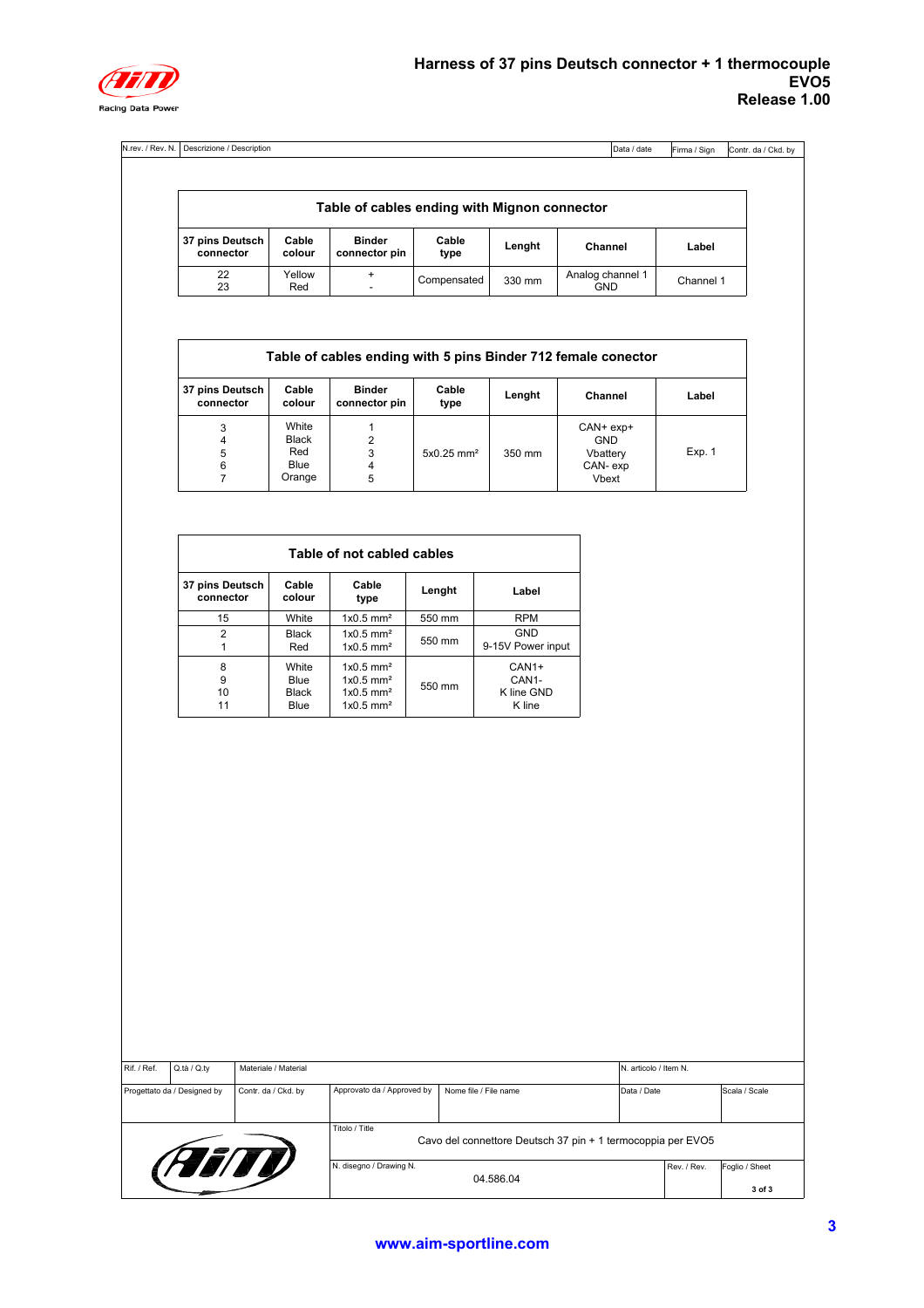# Harness of 37 pins Deutsch connector + 1 thermocouple EVO5 Release 1.00

| N.rev. / Rev. N. | Descrizione / Description | Data / date | Firma / Sign | Contr. da / Ckd. by |
|---|---|---|---|---|

**Table of cables ending with Mignon connector**

| 37 pins Deutsch connector | Cable colour | Binder connector pin | Cable type | Lenght | Channel | Label |
|---|---|---|---|---|---|---|
| 22<br>23 | Yellow<br>Red | +<br>- | Compensated | 330 mm | Analog channel 1<br>GND | Channel 1 |

**Table of cables ending with 5 pins Binder 712 female conector**

| 37 pins Deutsch connector | Cable colour | Binder connector pin | Cable type | Lenght | Channel | Label |
|---|---|---|---|---|---|---|
| 3<br>4<br>5<br>6<br>7 | White<br>Black<br>Red<br>Blue<br>Orange | 1<br>2<br>3<br>4<br>5 | 5x0.25 mm² | 350 mm | CAN+ exp+<br>GND<br>Vbattery<br>CAN- exp<br>Vbext | Exp. 1 |

**Table of not cabled cables**

| 37 pins Deutsch connector | Cable colour | Cable type | Lenght | Label |
|---|---|---|---|---|
| 15 | White | 1x0.5 mm² | 550 mm | RPM |
| 2<br>1 | Black<br>Red | 1x0.5 mm²<br>1x0.5 mm² | 550 mm | GND<br>9-15V Power input |
| 8<br>9<br>10<br>11 | White<br>Blue<br>Black<br>Blue | 1x0.5 mm²<br>1x0.5 mm²<br>1x0.5 mm²<br>1x0.5 mm² | 550 mm | CAN+<br>CAN-<br>K line GND<br>K line |

| Rif. / Ref. | Q.tà / Q.ty | Materiale / Material | | N. articolo / Item N. | |
|---|---|---|---|---|---|
| Progettato da / Designed by | Contr. da / Ckd. by | Approvato da / Approved by | Nome file / File name | Data / Date | Scala / Scale |
| | | Titolo / Title: Cavo del connettore Deutsch 37 pin + 1 termocoppia per EVO5 | | | |
| | | N. disegno / Drawing N.: 04.586.04 | | Rev. / Rev. | Foglio / Sheet: 3 of 3 |

www.aim-sportline.com